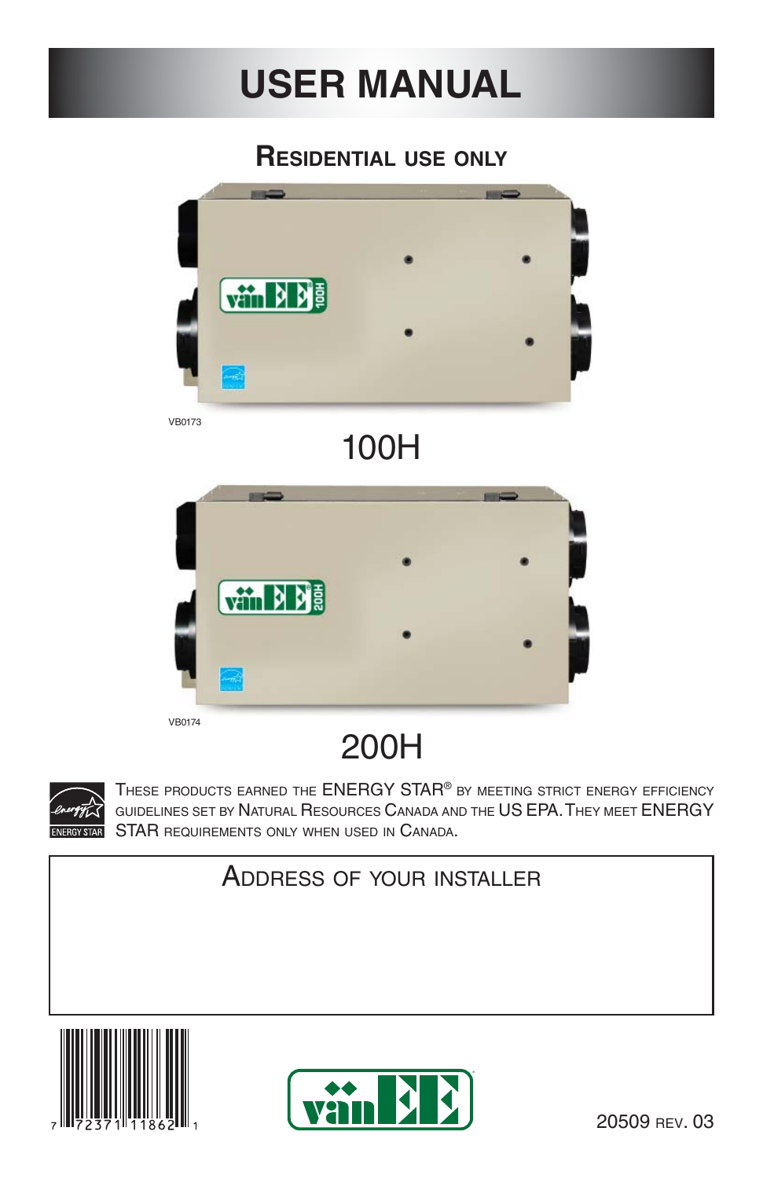# USER MANUAL

## Residential use only

VB0173

100H

VB0174

200H

These products earned the ENERGY STAR® by meeting strict energy efficiency guidelines set by Natural Resources Canada and the US EPA. They meet ENERGY STAR requirements only when used in Canada.

| Address of your installer |
|---|
| |

7 72371 11862 1

20509 rev. 03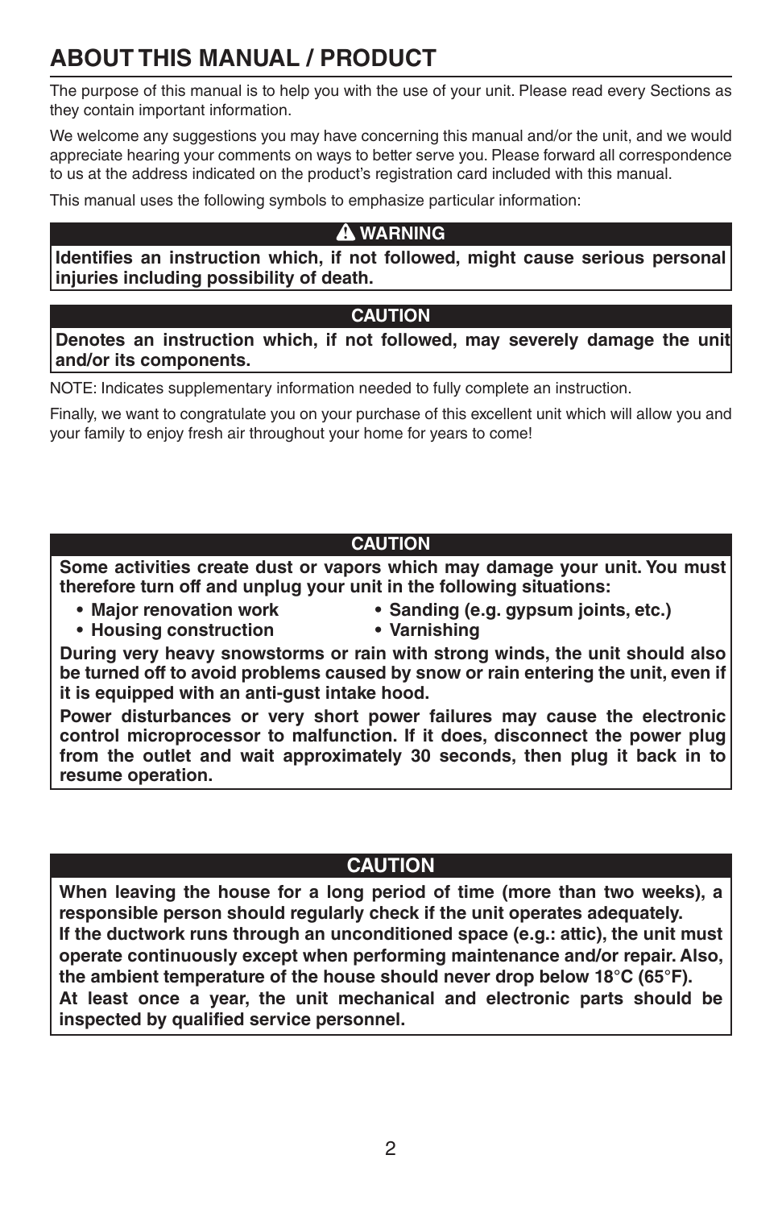# ABOUT THIS MANUAL / PRODUCT

The purpose of this manual is to help you with the use of your unit. Please read every Sections as they contain important information.

We welcome any suggestions you may have concerning this manual and/or the unit, and we would appreciate hearing your comments on ways to better serve you. Please forward all correspondence to us at the address indicated on the product's registration card included with this manual.

This manual uses the following symbols to emphasize particular information:

**⚠ WARNING**

**Identifies an instruction which, if not followed, might cause serious personal injuries including possibility of death.**

**CAUTION**

**Denotes an instruction which, if not followed, may severely damage the unit and/or its components.**

NOTE: Indicates supplementary information needed to fully complete an instruction.

Finally, we want to congratulate you on your purchase of this excellent unit which will allow you and your family to enjoy fresh air throughout your home for years to come!

**CAUTION**

**Some activities create dust or vapors which may damage your unit. You must therefore turn off and unplug your unit in the following situations:**

- **Major renovation work**
- **Housing construction**
- **Sanding (e.g. gypsum joints, etc.)**
- **Varnishing**

**During very heavy snowstorms or rain with strong winds, the unit should also be turned off to avoid problems caused by snow or rain entering the unit, even if it is equipped with an anti-gust intake hood.**

**Power disturbances or very short power failures may cause the electronic control microprocessor to malfunction. If it does, disconnect the power plug from the outlet and wait approximately 30 seconds, then plug it back in to resume operation.**

**CAUTION**

**When leaving the house for a long period of time (more than two weeks), a responsible person should regularly check if the unit operates adequately.**

**If the ductwork runs through an unconditioned space (e.g.: attic), the unit must operate continuously except when performing maintenance and/or repair. Also, the ambient temperature of the house should never drop below 18°C (65°F).**

**At least once a year, the unit mechanical and electronic parts should be inspected by qualified service personnel.**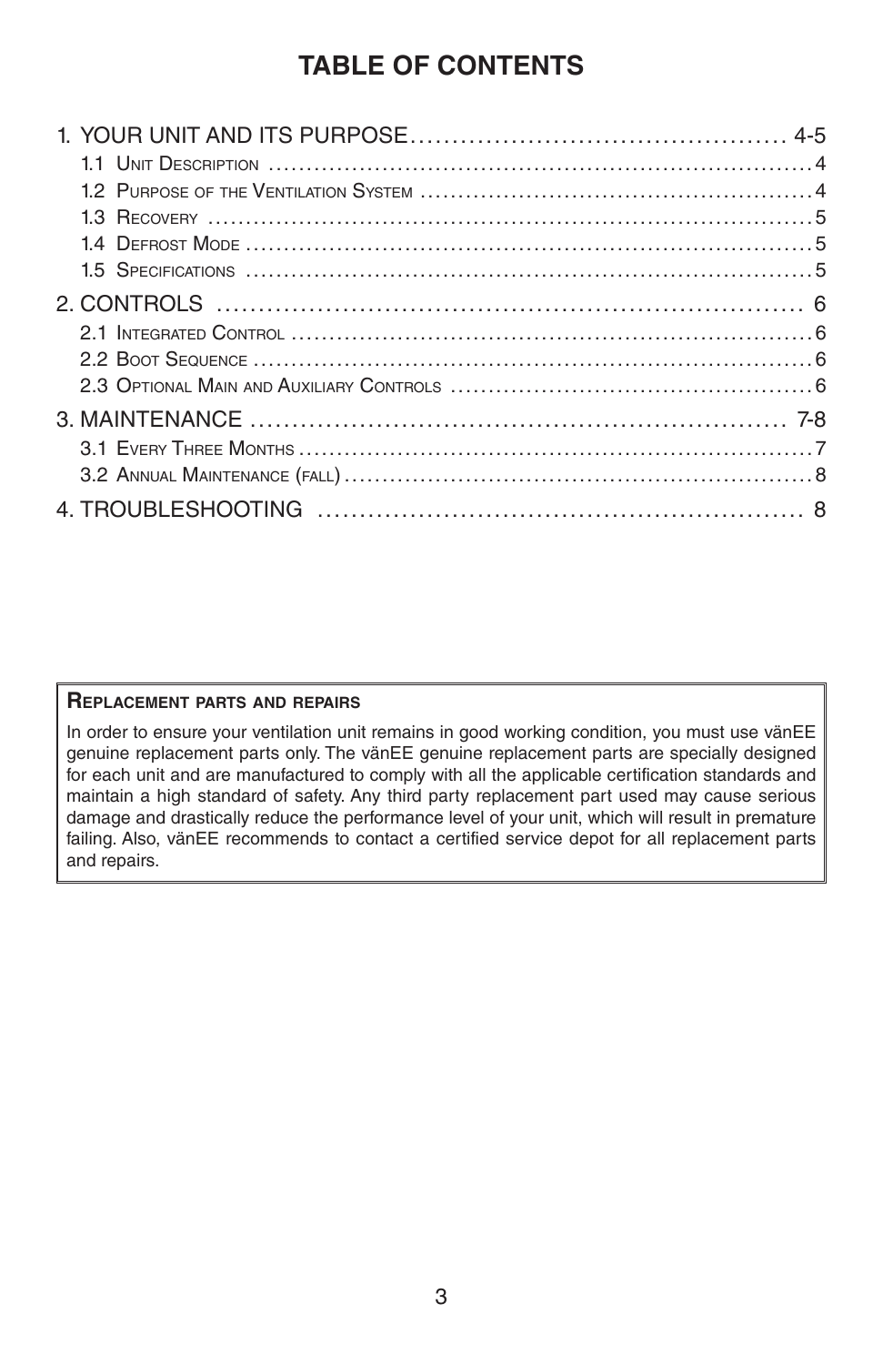# TABLE OF CONTENTS

1. YOUR UNIT AND ITS PURPOSE ............................................ 4-5
   - 1.1 Unit Description ............................................ 4
   - 1.2 Purpose of the Ventilation System ............................................ 4
   - 1.3 Recovery ............................................ 5
   - 1.4 Defrost Mode ............................................ 5
   - 1.5 Specifications ............................................ 5
2. CONTROLS ............................................ 6
   - 2.1 Integrated Control ............................................ 6
   - 2.2 Boot Sequence ............................................ 6
   - 2.3 Optional Main and Auxiliary Controls ............................................ 6
3. MAINTENANCE ............................................ 7-8
   - 3.1 Every Three Months ............................................ 7
   - 3.2 Annual Maintenance (fall) ............................................ 8
4. TROUBLESHOOTING ............................................ 8

**Replacement parts and repairs**

In order to ensure your ventilation unit remains in good working condition, you must use vänEE genuine replacement parts only. The vänEE genuine replacement parts are specially designed for each unit and are manufactured to comply with all the applicable certification standards and maintain a high standard of safety. Any third party replacement part used may cause serious damage and drastically reduce the performance level of your unit, which will result in premature failing. Also, vänEE recommends to contact a certified service depot for all replacement parts and repairs.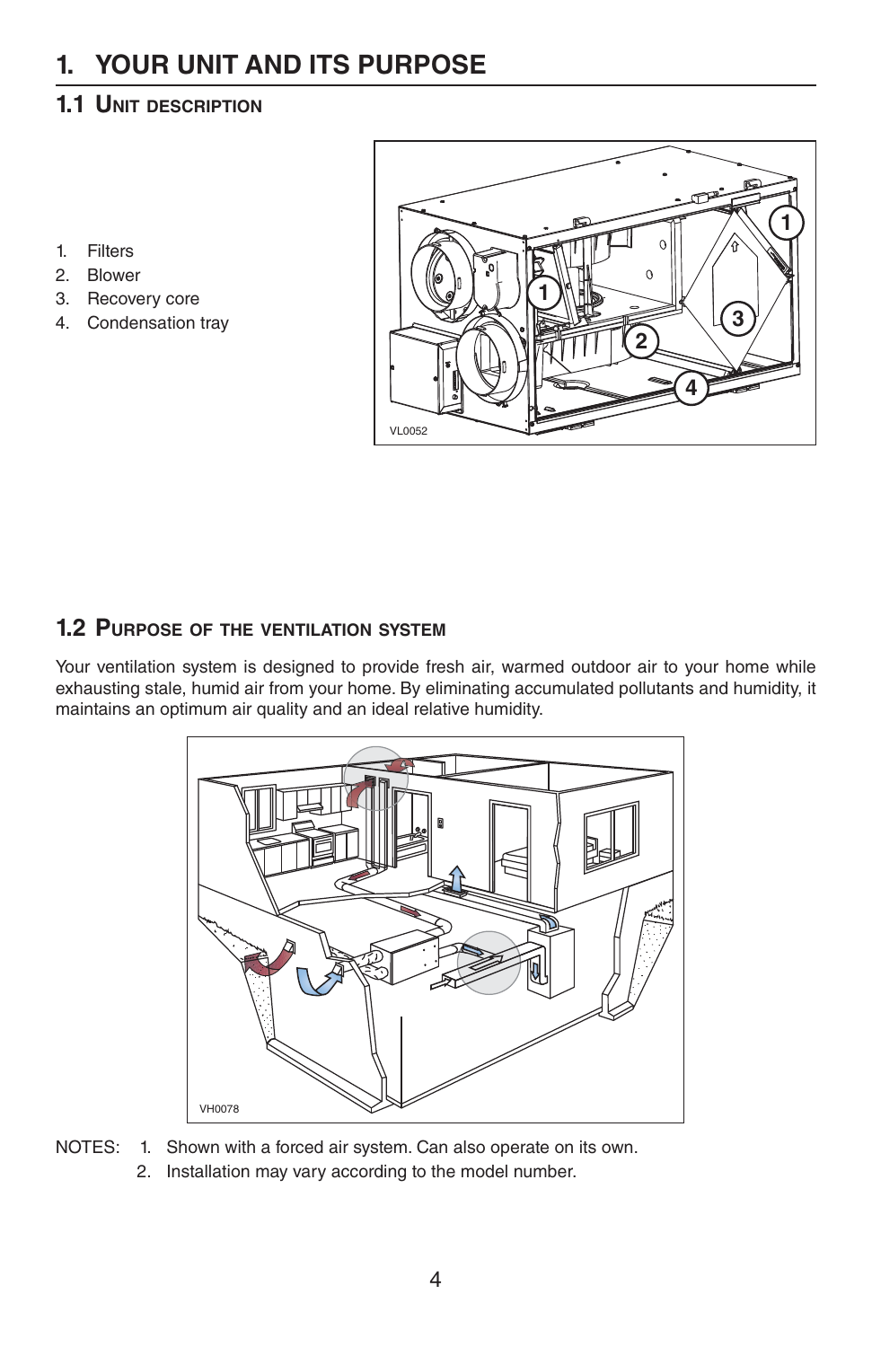# 1. YOUR UNIT AND ITS PURPOSE

## 1.1 Unit description

1. Filters
2. Blower
3. Recovery core
4. Condensation tray

## 1.2 Purpose of the ventilation system

Your ventilation system is designed to provide fresh air, warmed outdoor air to your home while exhausting stale, humid air from your home. By eliminating accumulated pollutants and humidity, it maintains an optimum air quality and an ideal relative humidity.

NOTES:
1. Shown with a forced air system. Can also operate on its own.
2. Installation may vary according to the model number.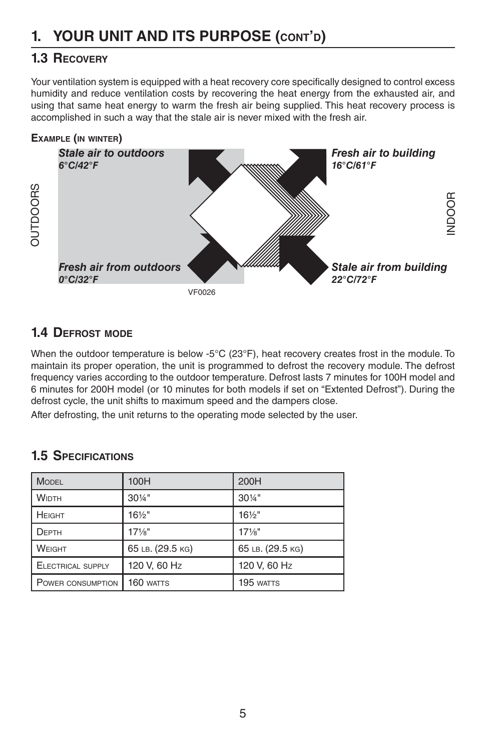# 1. YOUR UNIT AND ITS PURPOSE (CONT'D)

## 1.3 RECOVERY

Your ventilation system is equipped with a heat recovery core specifically designed to control excess humidity and reduce ventilation costs by recovering the heat energy from the exhausted air, and using that same heat energy to warm the fresh air being supplied. This heat recovery process is accomplished in such a way that the stale air is never mixed with the fresh air.

### EXAMPLE (IN WINTER)

OUTDOORS

***Stale air to outdoors***
***6°C/42°F***

***Fresh air from outdoors***
***0°C/32°F***

INDOOR

***Fresh air to building***
***16°C/61°F***

***Stale air from building***
***22°C/72°F***

VF0026

## 1.4 DEFROST MODE

When the outdoor temperature is below -5°C (23°F), heat recovery creates frost in the module. To maintain its proper operation, the unit is programmed to defrost the recovery module. The defrost frequency varies according to the outdoor temperature. Defrost lasts 7 minutes for 100H model and 6 minutes for 200H model (or 10 minutes for both models if set on "Extented Defrost"). During the defrost cycle, the unit shifts to maximum speed and the dampers close.

After defrosting, the unit returns to the operating mode selected by the user.

## 1.5 SPECIFICATIONS

| MODEL | 100H | 200H |
|---|---|---|
| WIDTH | 30¼" | 30¼" |
| HEIGHT | 16½" | 16½" |
| DEPTH | 17⅛" | 17⅛" |
| WEIGHT | 65 LB. (29.5 KG) | 65 LB. (29.5 KG) |
| ELECTRICAL SUPPLY | 120 V, 60 HZ | 120 V, 60 HZ |
| POWER CONSUMPTION | 160 WATTS | 195 WATTS |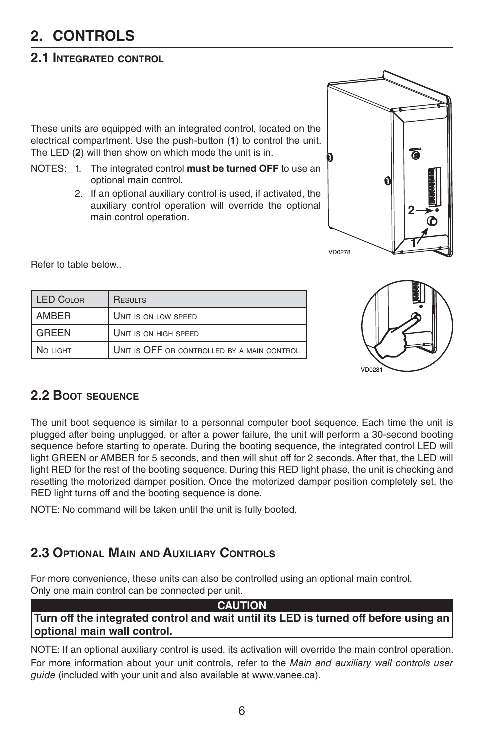# 2. CONTROLS

## 2.1 Integrated control

These units are equipped with an integrated control, located on the electrical compartment. Use the push-button (**1**) to control the unit. The LED (**2**) will then show on which mode the unit is in.

NOTES: 1. The integrated control **must be turned OFF** to use an optional main control.

2. If an optional auxiliary control is used, if activated, the auxiliary control operation will override the optional main control operation.

VD0278

Refer to table below..

| LED Color | Results |
|---|---|
| AMBER | Unit is on low speed |
| GREEN | Unit is on high speed |
| No light | Unit is OFF or controlled by a main control |

VD0281

## 2.2 Boot sequence

The unit boot sequence is similar to a personnal computer boot sequence. Each time the unit is plugged after being unplugged, or after a power failure, the unit will perform a 30-second booting sequence before starting to operate. During the booting sequence, the integrated control LED will light GREEN or AMBER for 5 seconds, and then will shut off for 2 seconds. After that, the LED will light RED for the rest of the booting sequence. During this RED light phase, the unit is checking and resetting the motorized damper position. Once the motorized damper position completely set, the RED light turns off and the booting sequence is done.

NOTE: No command will be taken until the unit is fully booted.

## 2.3 Optional Main and Auxiliary Controls

For more convenience, these units can also be controlled using an optional main control.
Only one main control can be connected per unit.

**CAUTION**

**Turn off the integrated control and wait until its LED is turned off before using an optional main wall control.**

NOTE: If an optional auxiliary control is used, its activation will override the main control operation.

For more information about your unit controls, refer to the *Main and auxiliary wall controls user guide* (included with your unit and also available at www.vanee.ca).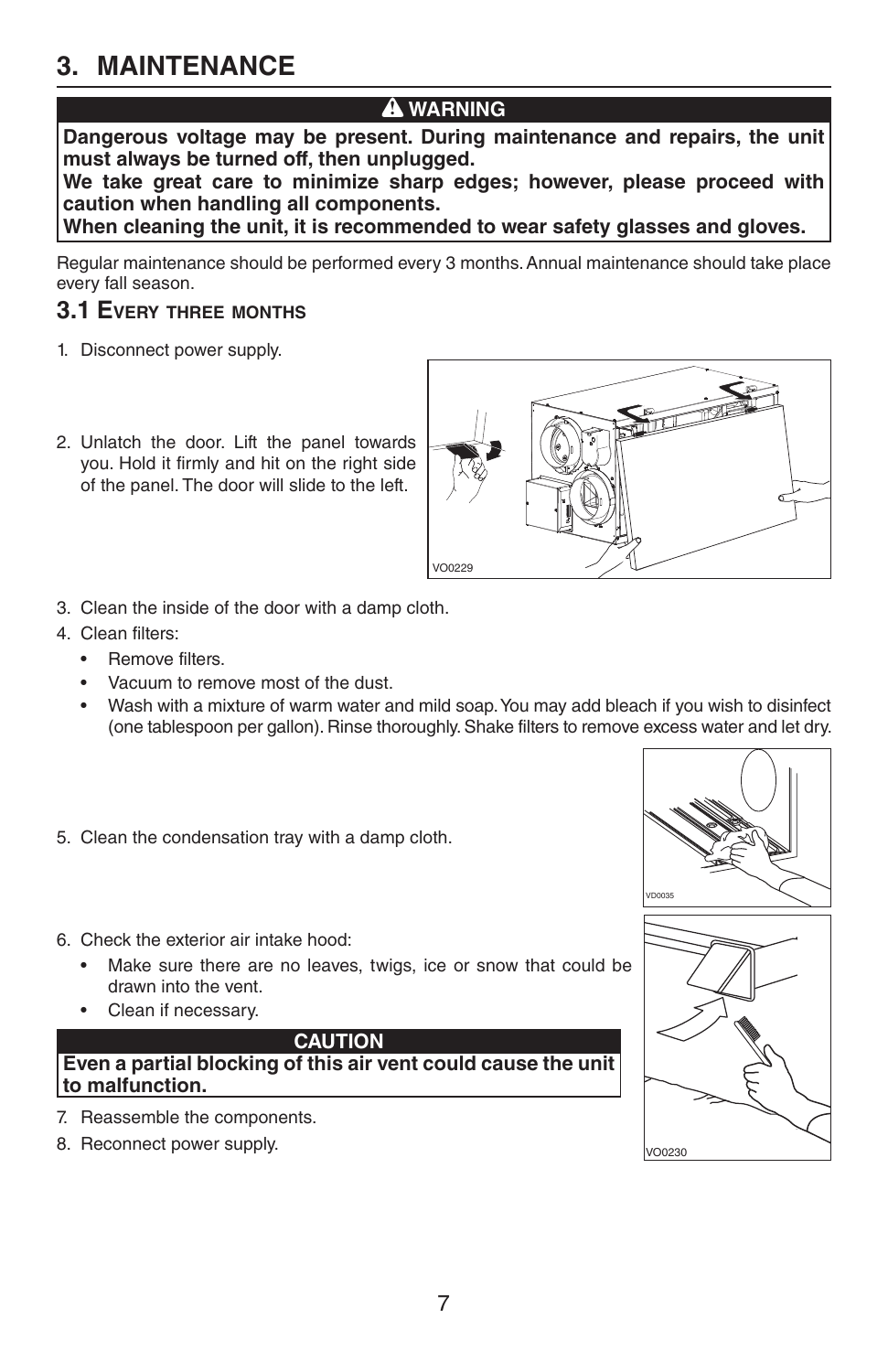# 3. MAINTENANCE

**⚠ WARNING**

**Dangerous voltage may be present. During maintenance and repairs, the unit must always be turned off, then unplugged.**
**We take great care to minimize sharp edges; however, please proceed with caution when handling all components.**
**When cleaning the unit, it is recommended to wear safety glasses and gloves.**

Regular maintenance should be performed every 3 months. Annual maintenance should take place every fall season.

## 3.1 Every three months

1. Disconnect power supply.
2. Unlatch the door. Lift the panel towards you. Hold it firmly and hit on the right side of the panel. The door will slide to the left.

VO0229

3. Clean the inside of the door with a damp cloth.
4. Clean filters:
   - Remove filters.
   - Vacuum to remove most of the dust.
   - Wash with a mixture of warm water and mild soap. You may add bleach if you wish to disinfect (one tablespoon per gallon). Rinse thoroughly. Shake filters to remove excess water and let dry.
5. Clean the condensation tray with a damp cloth.

VD0035

6. Check the exterior air intake hood:
   - Make sure there are no leaves, twigs, ice or snow that could be drawn into the vent.
   - Clean if necessary.

**CAUTION**

**Even a partial blocking of this air vent could cause the unit to malfunction.**

7. Reassemble the components.
8. Reconnect power supply.

VO0230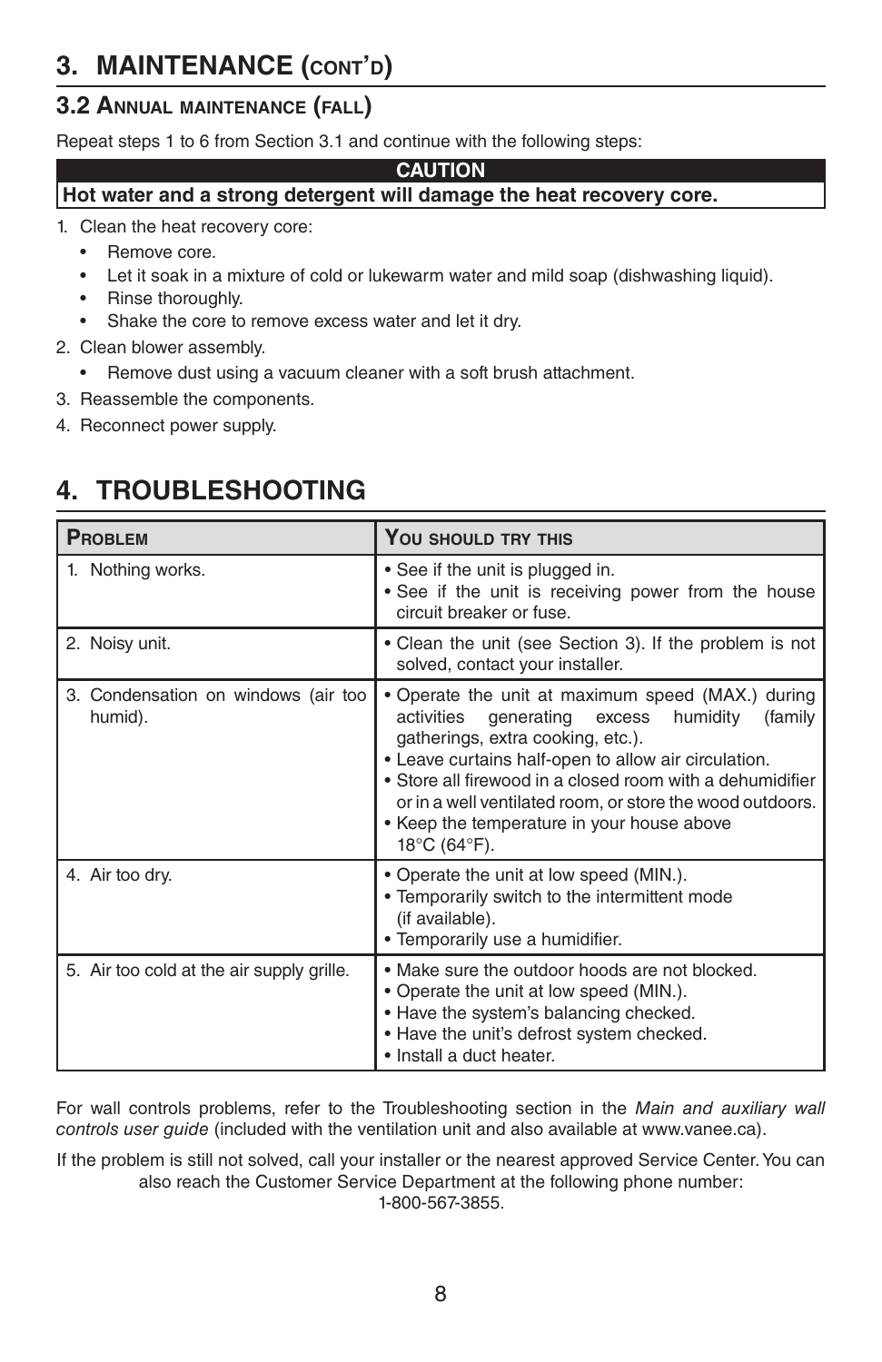# 3. MAINTENANCE (CONT'D)

## 3.2 ANNUAL MAINTENANCE (FALL)

Repeat steps 1 to 6 from Section 3.1 and continue with the following steps:

| CAUTION |
| --- |
| **Hot water and a strong detergent will damage the heat recovery core.** |

1. Clean the heat recovery core:
   - Remove core.
   - Let it soak in a mixture of cold or lukewarm water and mild soap (dishwashing liquid).
   - Rinse thoroughly.
   - Shake the core to remove excess water and let it dry.
2. Clean blower assembly.
   - Remove dust using a vacuum cleaner with a soft brush attachment.
3. Reassemble the components.
4. Reconnect power supply.

# 4. TROUBLESHOOTING

| PROBLEM | YOU SHOULD TRY THIS |
| --- | --- |
| 1. Nothing works. | • See if the unit is plugged in.<br>• See if the unit is receiving power from the house circuit breaker or fuse. |
| 2. Noisy unit. | • Clean the unit (see Section 3). If the problem is not solved, contact your installer. |
| 3. Condensation on windows (air too humid). | • Operate the unit at maximum speed (MAX.) during activities generating excess humidity (family gatherings, extra cooking, etc.).<br>• Leave curtains half-open to allow air circulation.<br>• Store all firewood in a closed room with a dehumidifier or in a well ventilated room, or store the wood outdoors.<br>• Keep the temperature in your house above 18°C (64°F). |
| 4. Air too dry. | • Operate the unit at low speed (MIN.).<br>• Temporarily switch to the intermittent mode (if available).<br>• Temporarily use a humidifier. |
| 5. Air too cold at the air supply grille. | • Make sure the outdoor hoods are not blocked.<br>• Operate the unit at low speed (MIN.).<br>• Have the system's balancing checked.<br>• Have the unit's defrost system checked.<br>• Install a duct heater. |

For wall controls problems, refer to the Troubleshooting section in the *Main and auxiliary wall controls user guide* (included with the ventilation unit and also available at www.vanee.ca).

If the problem is still not solved, call your installer or the nearest approved Service Center. You can also reach the Customer Service Department at the following phone number: 1-800-567-3855.